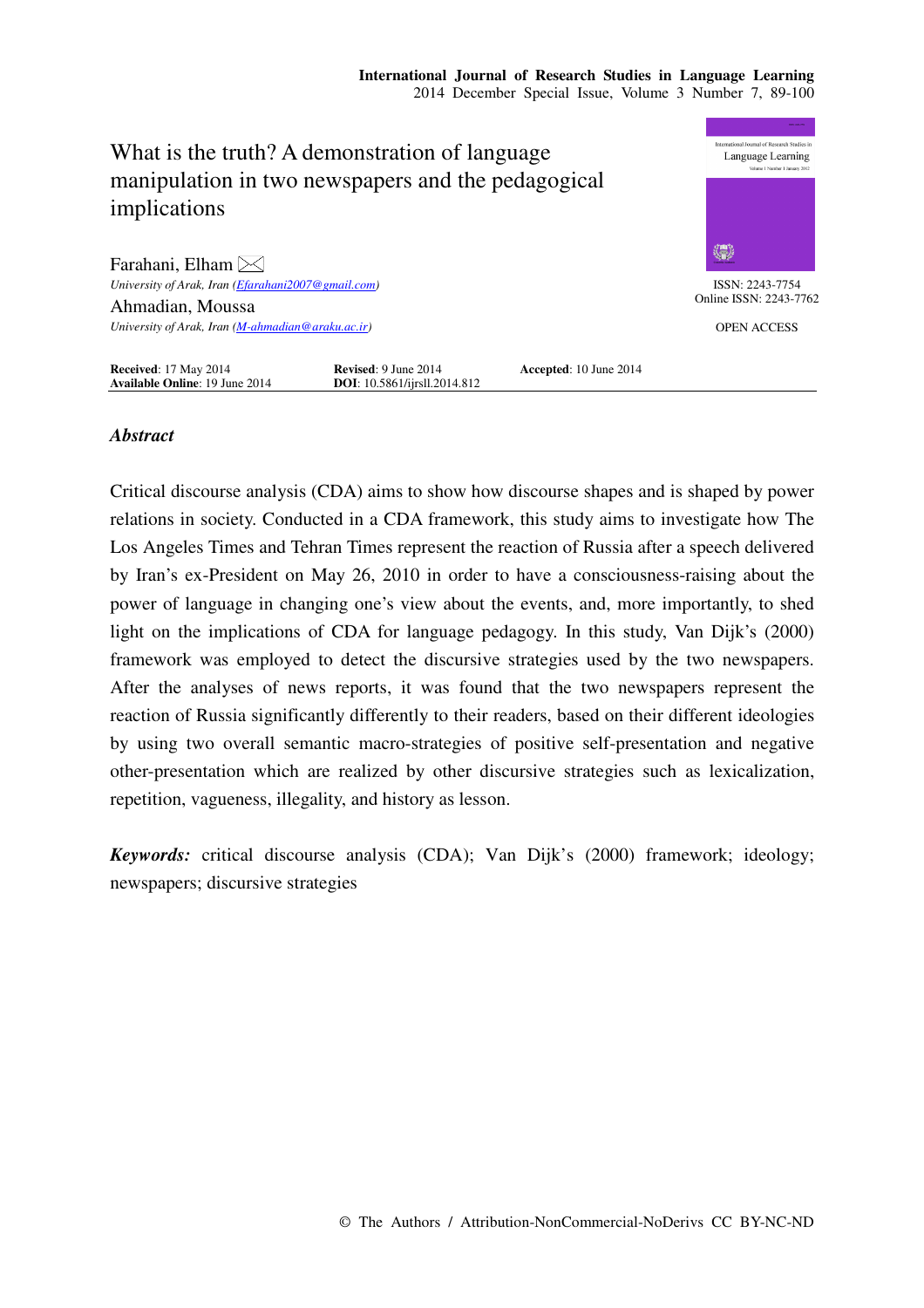# What is the truth? A demonstration of language manipulation in two newspapers and the pedagogical implications

Farahani, Elham ✉
*University of Arak, Iran (Efarahani2007@gmail.com)*

Ahmadian, Moussa
*University of Arak, Iran (M-ahmadian@araku.ac.ir)*

ISSN: 2243-7754
Online ISSN: 2243-7762

OPEN ACCESS

**Received**: 17 May 2014 **Revised**: 9 June 2014 **Accepted**: 10 June 2014
**Available Online**: 19 June 2014 **DOI**: 10.5861/ijrsll.2014.812

### *Abstract*

Critical discourse analysis (CDA) aims to show how discourse shapes and is shaped by power relations in society. Conducted in a CDA framework, this study aims to investigate how The Los Angeles Times and Tehran Times represent the reaction of Russia after a speech delivered by Iran's ex-President on May 26, 2010 in order to have a consciousness-raising about the power of language in changing one's view about the events, and, more importantly, to shed light on the implications of CDA for language pedagogy. In this study, Van Dijk's (2000) framework was employed to detect the discursive strategies used by the two newspapers. After the analyses of news reports, it was found that the two newspapers represent the reaction of Russia significantly differently to their readers, based on their different ideologies by using two overall semantic macro-strategies of positive self-presentation and negative other-presentation which are realized by other discursive strategies such as lexicalization, repetition, vagueness, illegality, and history as lesson.

***Keywords:*** critical discourse analysis (CDA); Van Dijk's (2000) framework; ideology; newspapers; discursive strategies

© The Authors / Attribution-NonCommercial-NoDerivs CC BY-NC-ND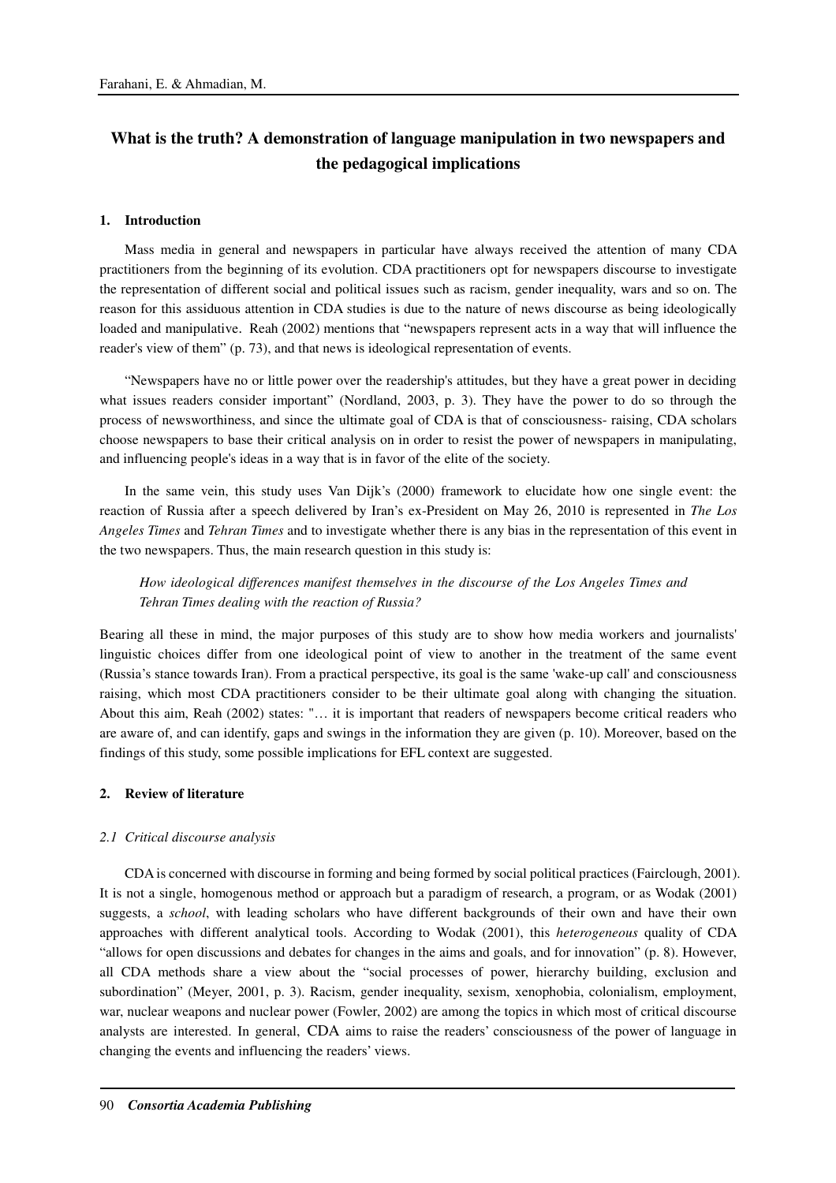# What is the truth? A demonstration of language manipulation in two newspapers and the pedagogical implications

## 1. Introduction

Mass media in general and newspapers in particular have always received the attention of many CDA practitioners from the beginning of its evolution. CDA practitioners opt for newspapers discourse to investigate the representation of different social and political issues such as racism, gender inequality, wars and so on. The reason for this assiduous attention in CDA studies is due to the nature of news discourse as being ideologically loaded and manipulative. Reah (2002) mentions that "newspapers represent acts in a way that will influence the reader's view of them" (p. 73), and that news is ideological representation of events.

"Newspapers have no or little power over the readership's attitudes, but they have a great power in deciding what issues readers consider important" (Nordland, 2003, p. 3). They have the power to do so through the process of newsworthiness, and since the ultimate goal of CDA is that of consciousness- raising, CDA scholars choose newspapers to base their critical analysis on in order to resist the power of newspapers in manipulating, and influencing people's ideas in a way that is in favor of the elite of the society.

In the same vein, this study uses Van Dijk's (2000) framework to elucidate how one single event: the reaction of Russia after a speech delivered by Iran's ex-President on May 26, 2010 is represented in *The Los Angeles Times* and *Tehran Times* and to investigate whether there is any bias in the representation of this event in the two newspapers. Thus, the main research question in this study is:

> *How ideological differences manifest themselves in the discourse of the Los Angeles Times and Tehran Times dealing with the reaction of Russia?*

Bearing all these in mind, the major purposes of this study are to show how media workers and journalists' linguistic choices differ from one ideological point of view to another in the treatment of the same event (Russia's stance towards Iran). From a practical perspective, its goal is the same 'wake-up call' and consciousness raising, which most CDA practitioners consider to be their ultimate goal along with changing the situation. About this aim, Reah (2002) states: "… it is important that readers of newspapers become critical readers who are aware of, and can identify, gaps and swings in the information they are given (p. 10). Moreover, based on the findings of this study, some possible implications for EFL context are suggested.

## 2. Review of literature

### *2.1 Critical discourse analysis*

CDA is concerned with discourse in forming and being formed by social political practices (Fairclough, 2001). It is not a single, homogenous method or approach but a paradigm of research, a program, or as Wodak (2001) suggests, a *school*, with leading scholars who have different backgrounds of their own and have their own approaches with different analytical tools. According to Wodak (2001), this *heterogeneous* quality of CDA "allows for open discussions and debates for changes in the aims and goals, and for innovation" (p. 8). However, all CDA methods share a view about the "social processes of power, hierarchy building, exclusion and subordination" (Meyer, 2001, p. 3). Racism, gender inequality, sexism, xenophobia, colonialism, employment, war, nuclear weapons and nuclear power (Fowler, 2002) are among the topics in which most of critical discourse analysts are interested. In general, CDA aims to raise the readers' consciousness of the power of language in changing the events and influencing the readers' views.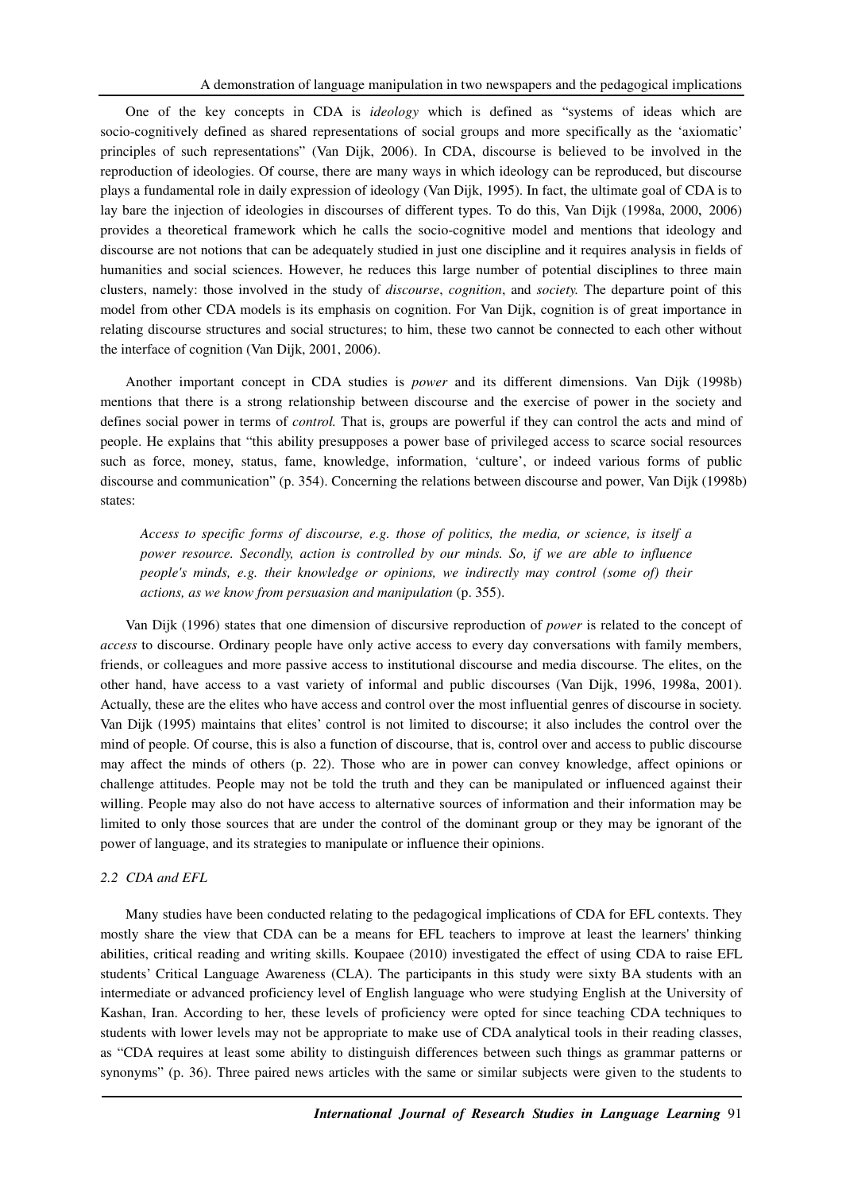One of the key concepts in CDA is *ideology* which is defined as "systems of ideas which are socio-cognitively defined as shared representations of social groups and more specifically as the 'axiomatic' principles of such representations" (Van Dijk, 2006). In CDA, discourse is believed to be involved in the reproduction of ideologies. Of course, there are many ways in which ideology can be reproduced, but discourse plays a fundamental role in daily expression of ideology (Van Dijk, 1995). In fact, the ultimate goal of CDA is to lay bare the injection of ideologies in discourses of different types. To do this, Van Dijk (1998a, 2000, 2006) provides a theoretical framework which he calls the socio-cognitive model and mentions that ideology and discourse are not notions that can be adequately studied in just one discipline and it requires analysis in fields of humanities and social sciences. However, he reduces this large number of potential disciplines to three main clusters, namely: those involved in the study of *discourse*, *cognition*, and *society.* The departure point of this model from other CDA models is its emphasis on cognition. For Van Dijk, cognition is of great importance in relating discourse structures and social structures; to him, these two cannot be connected to each other without the interface of cognition (Van Dijk, 2001, 2006).

Another important concept in CDA studies is *power* and its different dimensions. Van Dijk (1998b) mentions that there is a strong relationship between discourse and the exercise of power in the society and defines social power in terms of *control.* That is, groups are powerful if they can control the acts and mind of people. He explains that "this ability presupposes a power base of privileged access to scarce social resources such as force, money, status, fame, knowledge, information, 'culture', or indeed various forms of public discourse and communication" (p. 354). Concerning the relations between discourse and power, Van Dijk (1998b) states:

> *Access to specific forms of discourse, e.g. those of politics, the media, or science, is itself a power resource. Secondly, action is controlled by our minds. So, if we are able to influence people's minds, e.g. their knowledge or opinions, we indirectly may control (some of) their actions, as we know from persuasion and manipulation* (p. 355).

Van Dijk (1996) states that one dimension of discursive reproduction of *power* is related to the concept of *access* to discourse. Ordinary people have only active access to every day conversations with family members, friends, or colleagues and more passive access to institutional discourse and media discourse. The elites, on the other hand, have access to a vast variety of informal and public discourses (Van Dijk, 1996, 1998a, 2001). Actually, these are the elites who have access and control over the most influential genres of discourse in society. Van Dijk (1995) maintains that elites' control is not limited to discourse; it also includes the control over the mind of people. Of course, this is also a function of discourse, that is, control over and access to public discourse may affect the minds of others (p. 22). Those who are in power can convey knowledge, affect opinions or challenge attitudes. People may not be told the truth and they can be manipulated or influenced against their willing. People may also do not have access to alternative sources of information and their information may be limited to only those sources that are under the control of the dominant group or they may be ignorant of the power of language, and its strategies to manipulate or influence their opinions.

### *2.2 CDA and EFL*

Many studies have been conducted relating to the pedagogical implications of CDA for EFL contexts. They mostly share the view that CDA can be a means for EFL teachers to improve at least the learners' thinking abilities, critical reading and writing skills. Koupaee (2010) investigated the effect of using CDA to raise EFL students' Critical Language Awareness (CLA). The participants in this study were sixty BA students with an intermediate or advanced proficiency level of English language who were studying English at the University of Kashan, Iran. According to her, these levels of proficiency were opted for since teaching CDA techniques to students with lower levels may not be appropriate to make use of CDA analytical tools in their reading classes, as "CDA requires at least some ability to distinguish differences between such things as grammar patterns or synonyms" (p. 36). Three paired news articles with the same or similar subjects were given to the students to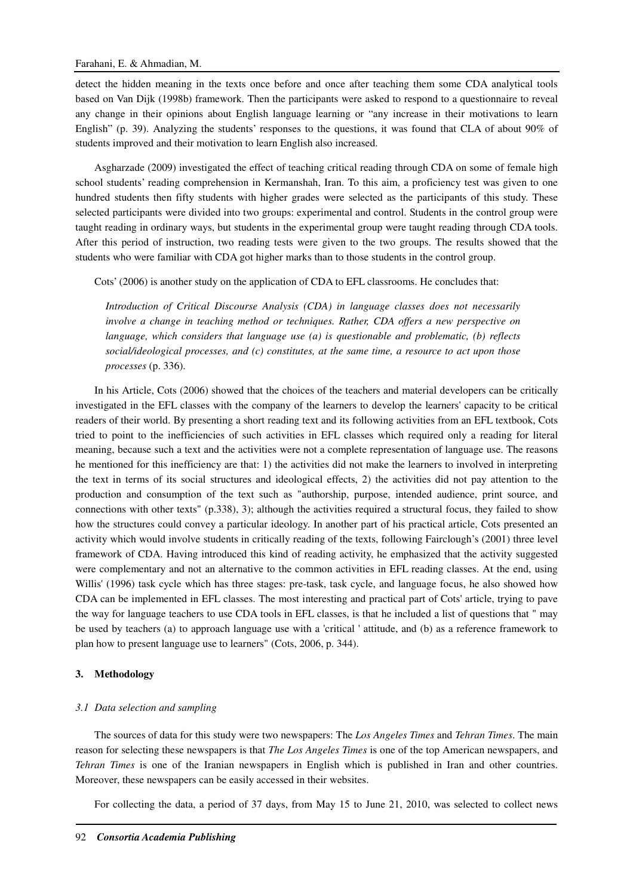detect the hidden meaning in the texts once before and once after teaching them some CDA analytical tools based on Van Dijk (1998b) framework. Then the participants were asked to respond to a questionnaire to reveal any change in their opinions about English language learning or "any increase in their motivations to learn English" (p. 39). Analyzing the students' responses to the questions, it was found that CLA of about 90% of students improved and their motivation to learn English also increased.

Asgharzade (2009) investigated the effect of teaching critical reading through CDA on some of female high school students' reading comprehension in Kermanshah, Iran. To this aim, a proficiency test was given to one hundred students then fifty students with higher grades were selected as the participants of this study. These selected participants were divided into two groups: experimental and control. Students in the control group were taught reading in ordinary ways, but students in the experimental group were taught reading through CDA tools. After this period of instruction, two reading tests were given to the two groups. The results showed that the students who were familiar with CDA got higher marks than to those students in the control group.

Cots' (2006) is another study on the application of CDA to EFL classrooms. He concludes that:

> *Introduction of Critical Discourse Analysis (CDA) in language classes does not necessarily involve a change in teaching method or techniques. Rather, CDA offers a new perspective on language, which considers that language use (a) is questionable and problematic, (b) reflects social/ideological processes, and (c) constitutes, at the same time, a resource to act upon those processes* (p. 336).

In his Article, Cots (2006) showed that the choices of the teachers and material developers can be critically investigated in the EFL classes with the company of the learners to develop the learners' capacity to be critical readers of their world. By presenting a short reading text and its following activities from an EFL textbook, Cots tried to point to the inefficiencies of such activities in EFL classes which required only a reading for literal meaning, because such a text and the activities were not a complete representation of language use. The reasons he mentioned for this inefficiency are that: 1) the activities did not make the learners to involved in interpreting the text in terms of its social structures and ideological effects, 2) the activities did not pay attention to the production and consumption of the text such as "authorship, purpose, intended audience, print source, and connections with other texts" (p.338), 3); although the activities required a structural focus, they failed to show how the structures could convey a particular ideology. In another part of his practical article, Cots presented an activity which would involve students in critically reading of the texts, following Fairclough's (2001) three level framework of CDA. Having introduced this kind of reading activity, he emphasized that the activity suggested were complementary and not an alternative to the common activities in EFL reading classes. At the end, using Willis' (1996) task cycle which has three stages: pre-task, task cycle, and language focus, he also showed how CDA can be implemented in EFL classes. The most interesting and practical part of Cots' article, trying to pave the way for language teachers to use CDA tools in EFL classes, is that he included a list of questions that " may be used by teachers (a) to approach language use with a 'critical ' attitude, and (b) as a reference framework to plan how to present language use to learners" (Cots, 2006, p. 344).

## 3. Methodology

### *3.1 Data selection and sampling*

The sources of data for this study were two newspapers: The *Los Angeles Times* and *Tehran Times*. The main reason for selecting these newspapers is that *The Los Angeles Times* is one of the top American newspapers, and *Tehran Times* is one of the Iranian newspapers in English which is published in Iran and other countries. Moreover, these newspapers can be easily accessed in their websites.

For collecting the data, a period of 37 days, from May 15 to June 21, 2010, was selected to collect news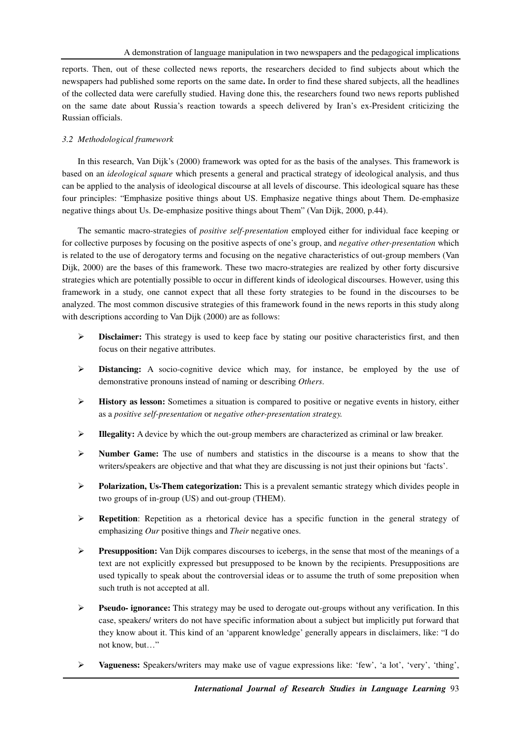reports. Then, out of these collected news reports, the researchers decided to find subjects about which the newspapers had published some reports on the same date**.** In order to find these shared subjects, all the headlines of the collected data were carefully studied. Having done this, the researchers found two news reports published on the same date about Russia's reaction towards a speech delivered by Iran's ex-President criticizing the Russian officials.

### *3.2 Methodological framework*

In this research, Van Dijk's (2000) framework was opted for as the basis of the analyses. This framework is based on an *ideological square* which presents a general and practical strategy of ideological analysis, and thus can be applied to the analysis of ideological discourse at all levels of discourse. This ideological square has these four principles: "Emphasize positive things about US. Emphasize negative things about Them. De-emphasize negative things about Us. De-emphasize positive things about Them" (Van Dijk, 2000, p.44).

The semantic macro-strategies of *positive self-presentation* employed either for individual face keeping or for collective purposes by focusing on the positive aspects of one's group, and *negative other-presentation* which is related to the use of derogatory terms and focusing on the negative characteristics of out-group members (Van Dijk, 2000) are the bases of this framework. These two macro-strategies are realized by other forty discursive strategies which are potentially possible to occur in different kinds of ideological discourses. However, using this framework in a study, one cannot expect that all these forty strategies to be found in the discourses to be analyzed. The most common discusive strategies of this framework found in the news reports in this study along with descriptions according to Van Dijk (2000) are as follows:

- **Disclaimer:** This strategy is used to keep face by stating our positive characteristics first, and then focus on their negative attributes.
- **Distancing:** A socio-cognitive device which may, for instance, be employed by the use of demonstrative pronouns instead of naming or describing *Others*.
- **History as lesson:** Sometimes a situation is compared to positive or negative events in history, either as a *positive self-presentation* or *negative other-presentation strategy.*
- **Illegality:** A device by which the out-group members are characterized as criminal or law breaker.
- **Number Game:** The use of numbers and statistics in the discourse is a means to show that the writers/speakers are objective and that what they are discussing is not just their opinions but 'facts'.
- **Polarization, Us-Them categorization:** This is a prevalent semantic strategy which divides people in two groups of in-group (US) and out-group (THEM).
- **Repetition**: Repetition as a rhetorical device has a specific function in the general strategy of emphasizing *Our* positive things and *Their* negative ones.
- **Presupposition:** Van Dijk compares discourses to icebergs, in the sense that most of the meanings of a text are not explicitly expressed but presupposed to be known by the recipients. Presuppositions are used typically to speak about the controversial ideas or to assume the truth of some preposition when such truth is not accepted at all.
- **Pseudo- ignorance:** This strategy may be used to derogate out-groups without any verification. In this case, speakers/ writers do not have specific information about a subject but implicitly put forward that they know about it. This kind of an 'apparent knowledge' generally appears in disclaimers, like: "I do not know, but…"
- **Vagueness:** Speakers/writers may make use of vague expressions like: 'few', 'a lot', 'very', 'thing',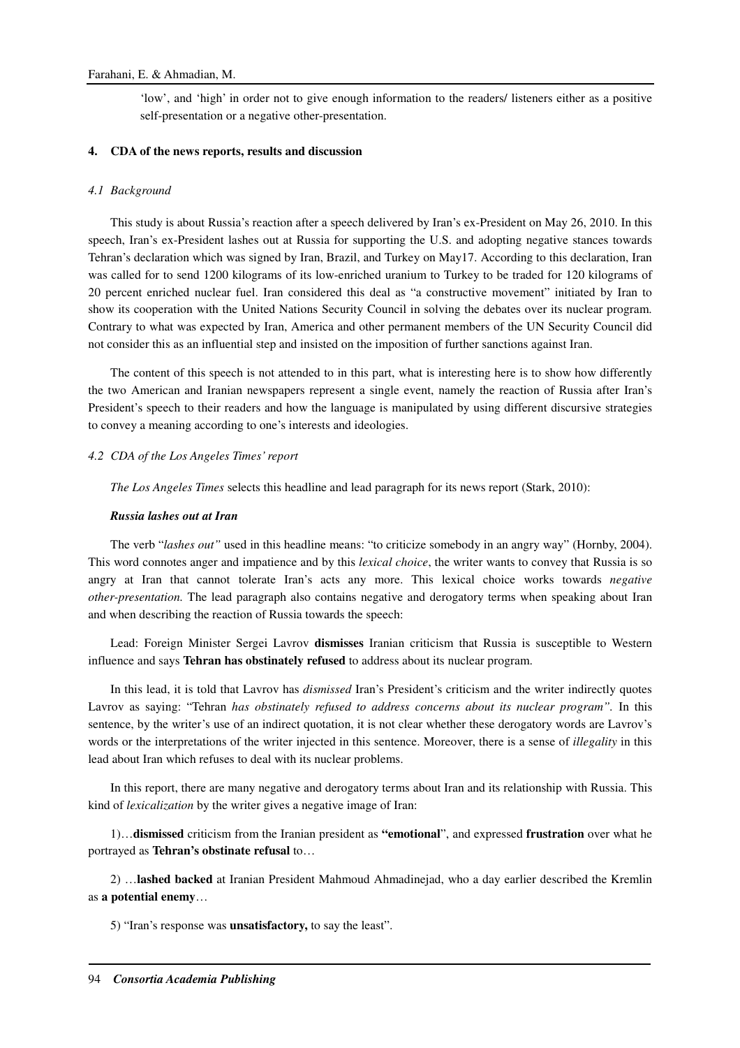'low', and 'high' in order not to give enough information to the readers/ listeners either as a positive self-presentation or a negative other-presentation.

## 4. CDA of the news reports, results and discussion

### *4.1 Background*

This study is about Russia's reaction after a speech delivered by Iran's ex-President on May 26, 2010. In this speech, Iran's ex-President lashes out at Russia for supporting the U.S. and adopting negative stances towards Tehran's declaration which was signed by Iran, Brazil, and Turkey on May17. According to this declaration, Iran was called for to send 1200 kilograms of its low-enriched uranium to Turkey to be traded for 120 kilograms of 20 percent enriched nuclear fuel. Iran considered this deal as "a constructive movement" initiated by Iran to show its cooperation with the United Nations Security Council in solving the debates over its nuclear program. Contrary to what was expected by Iran, America and other permanent members of the UN Security Council did not consider this as an influential step and insisted on the imposition of further sanctions against Iran.

The content of this speech is not attended to in this part, what is interesting here is to show how differently the two American and Iranian newspapers represent a single event, namely the reaction of Russia after Iran's President's speech to their readers and how the language is manipulated by using different discursive strategies to convey a meaning according to one's interests and ideologies.

### *4.2 CDA of the Los Angeles Times' report*

*The Los Angeles Times* selects this headline and lead paragraph for its news report (Stark, 2010):

***Russia lashes out at Iran***

The verb "*lashes out"* used in this headline means: "to criticize somebody in an angry way" (Hornby, 2004). This word connotes anger and impatience and by this *lexical choice*, the writer wants to convey that Russia is so angry at Iran that cannot tolerate Iran's acts any more. This lexical choice works towards *negative other-presentation.* The lead paragraph also contains negative and derogatory terms when speaking about Iran and when describing the reaction of Russia towards the speech:

Lead: Foreign Minister Sergei Lavrov **dismisses** Iranian criticism that Russia is susceptible to Western influence and says **Tehran has obstinately refused** to address about its nuclear program.

In this lead, it is told that Lavrov has *dismissed* Iran's President's criticism and the writer indirectly quotes Lavrov as saying: "Tehran *has obstinately refused to address concerns about its nuclear program".* In this sentence, by the writer's use of an indirect quotation, it is not clear whether these derogatory words are Lavrov's words or the interpretations of the writer injected in this sentence. Moreover, there is a sense of *illegality* in this lead about Iran which refuses to deal with its nuclear problems.

In this report, there are many negative and derogatory terms about Iran and its relationship with Russia. This kind of *lexicalization* by the writer gives a negative image of Iran:

1)…**dismissed** criticism from the Iranian president as **"emotional**", and expressed **frustration** over what he portrayed as **Tehran's obstinate refusal** to…

2) …**lashed backed** at Iranian President Mahmoud Ahmadinejad, who a day earlier described the Kremlin as **a potential enemy**…

5) "Iran's response was **unsatisfactory,** to say the least".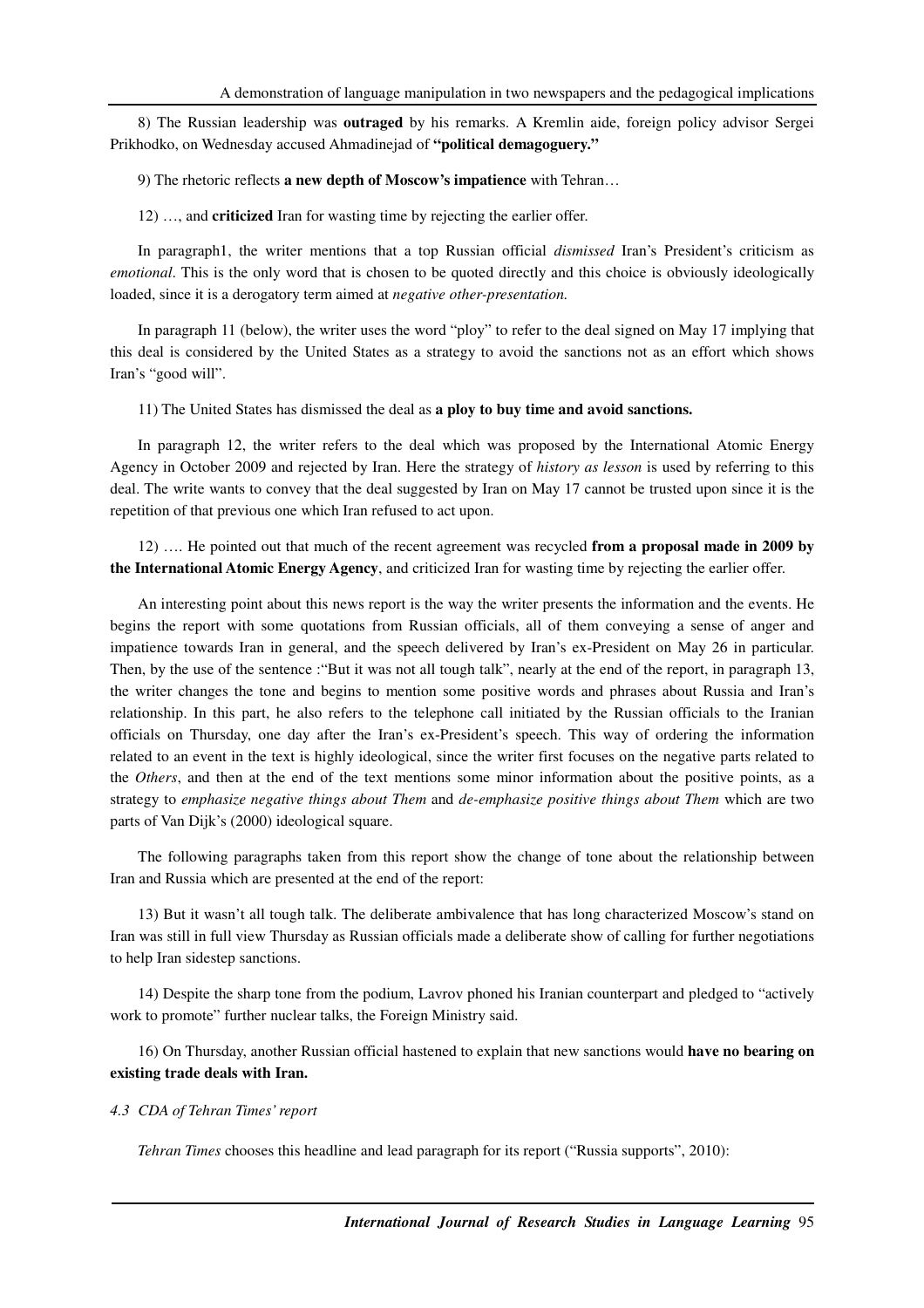8) The Russian leadership was **outraged** by his remarks. A Kremlin aide, foreign policy advisor Sergei Prikhodko, on Wednesday accused Ahmadinejad of **"political demagoguery."**

9) The rhetoric reflects **a new depth of Moscow's impatience** with Tehran…

12) …, and **criticized** Iran for wasting time by rejecting the earlier offer.

In paragraph1, the writer mentions that a top Russian official *dismissed* Iran's President's criticism as *emotional*. This is the only word that is chosen to be quoted directly and this choice is obviously ideologically loaded, since it is a derogatory term aimed at *negative other-presentation.*

In paragraph 11 (below), the writer uses the word "ploy" to refer to the deal signed on May 17 implying that this deal is considered by the United States as a strategy to avoid the sanctions not as an effort which shows Iran's "good will".

11) The United States has dismissed the deal as **a ploy to buy time and avoid sanctions.**

In paragraph 12, the writer refers to the deal which was proposed by the International Atomic Energy Agency in October 2009 and rejected by Iran. Here the strategy of *history as lesson* is used by referring to this deal. The write wants to convey that the deal suggested by Iran on May 17 cannot be trusted upon since it is the repetition of that previous one which Iran refused to act upon.

12) …. He pointed out that much of the recent agreement was recycled **from a proposal made in 2009 by the International Atomic Energy Agency**, and criticized Iran for wasting time by rejecting the earlier offer.

An interesting point about this news report is the way the writer presents the information and the events. He begins the report with some quotations from Russian officials, all of them conveying a sense of anger and impatience towards Iran in general, and the speech delivered by Iran's ex-President on May 26 in particular. Then, by the use of the sentence :"But it was not all tough talk", nearly at the end of the report, in paragraph 13, the writer changes the tone and begins to mention some positive words and phrases about Russia and Iran's relationship. In this part, he also refers to the telephone call initiated by the Russian officials to the Iranian officials on Thursday, one day after the Iran's ex-President's speech. This way of ordering the information related to an event in the text is highly ideological, since the writer first focuses on the negative parts related to the *Others*, and then at the end of the text mentions some minor information about the positive points, as a strategy to *emphasize negative things about Them* and *de-emphasize positive things about Them* which are two parts of Van Dijk's (2000) ideological square.

The following paragraphs taken from this report show the change of tone about the relationship between Iran and Russia which are presented at the end of the report:

13) But it wasn't all tough talk. The deliberate ambivalence that has long characterized Moscow's stand on Iran was still in full view Thursday as Russian officials made a deliberate show of calling for further negotiations to help Iran sidestep sanctions.

14) Despite the sharp tone from the podium, Lavrov phoned his Iranian counterpart and pledged to "actively work to promote" further nuclear talks, the Foreign Ministry said.

16) On Thursday, another Russian official hastened to explain that new sanctions would **have no bearing on existing trade deals with Iran.**

### *4.3 CDA of Tehran Times' report*

*Tehran Times* chooses this headline and lead paragraph for its report ("Russia supports", 2010):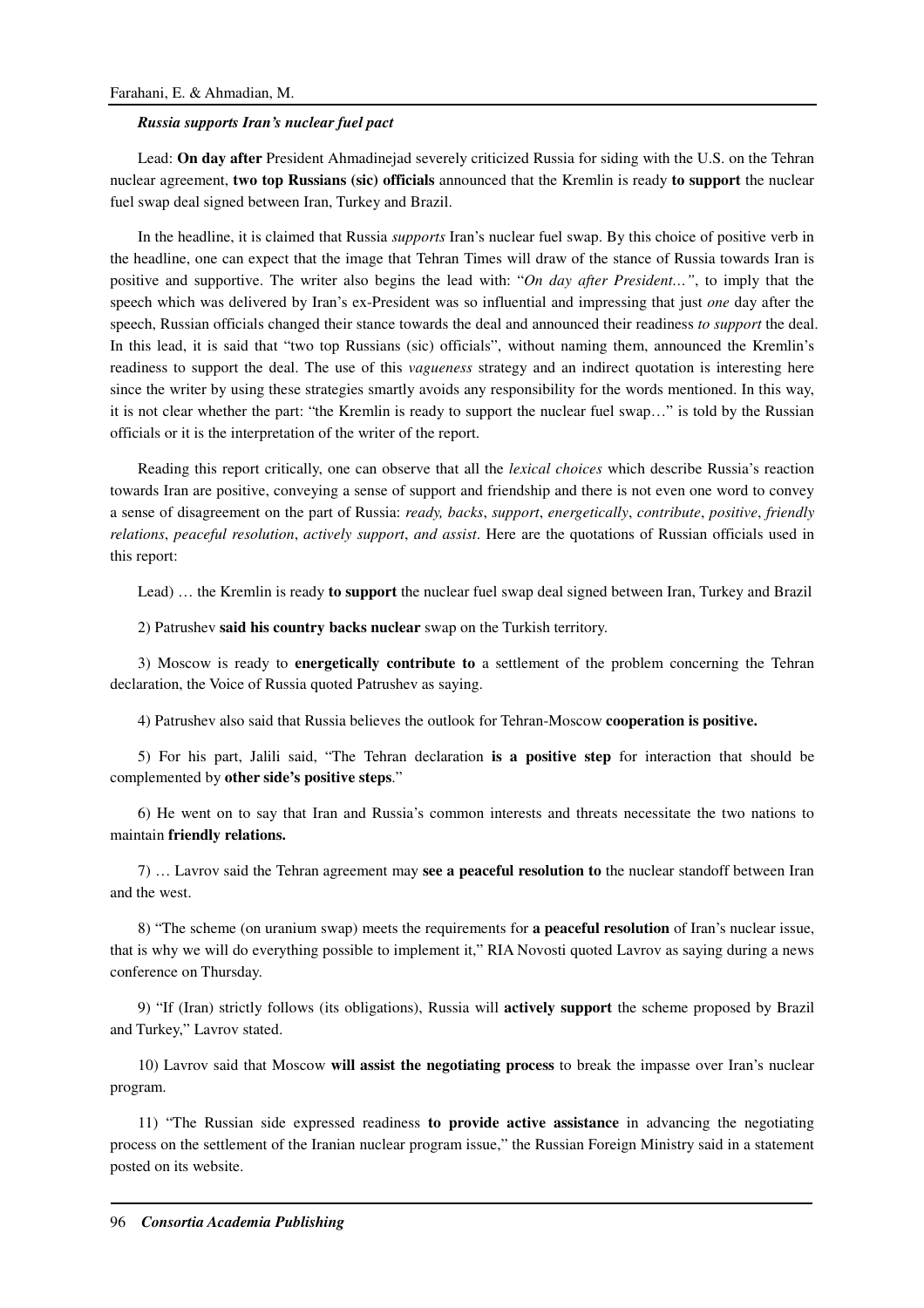***Russia supports Iran's nuclear fuel pact***

Lead: **On day after** President Ahmadinejad severely criticized Russia for siding with the U.S. on the Tehran nuclear agreement, **two top Russians (sic) officials** announced that the Kremlin is ready **to support** the nuclear fuel swap deal signed between Iran, Turkey and Brazil.

In the headline, it is claimed that Russia *supports* Iran's nuclear fuel swap. By this choice of positive verb in the headline, one can expect that the image that Tehran Times will draw of the stance of Russia towards Iran is positive and supportive. The writer also begins the lead with: "*On day after President…"*, to imply that the speech which was delivered by Iran's ex-President was so influential and impressing that just *one* day after the speech, Russian officials changed their stance towards the deal and announced their readiness *to support* the deal. In this lead, it is said that "two top Russians (sic) officials", without naming them, announced the Kremlin's readiness to support the deal. The use of this *vagueness* strategy and an indirect quotation is interesting here since the writer by using these strategies smartly avoids any responsibility for the words mentioned. In this way, it is not clear whether the part: "the Kremlin is ready to support the nuclear fuel swap…" is told by the Russian officials or it is the interpretation of the writer of the report.

Reading this report critically, one can observe that all the *lexical choices* which describe Russia's reaction towards Iran are positive, conveying a sense of support and friendship and there is not even one word to convey a sense of disagreement on the part of Russia: *ready, backs*, *support*, *energetically*, *contribute*, *positive*, *friendly relations*, *peaceful resolution*, *actively support*, *and assist*. Here are the quotations of Russian officials used in this report:

Lead) … the Kremlin is ready **to support** the nuclear fuel swap deal signed between Iran, Turkey and Brazil

2) Patrushev **said his country backs nuclear** swap on the Turkish territory.

3) Moscow is ready to **energetically contribute to** a settlement of the problem concerning the Tehran declaration, the Voice of Russia quoted Patrushev as saying.

4) Patrushev also said that Russia believes the outlook for Tehran-Moscow **cooperation is positive.**

5) For his part, Jalili said, "The Tehran declaration **is a positive step** for interaction that should be complemented by **other side's positive steps**."

6) He went on to say that Iran and Russia's common interests and threats necessitate the two nations to maintain **friendly relations.**

7) … Lavrov said the Tehran agreement may **see a peaceful resolution to** the nuclear standoff between Iran and the west.

8) "The scheme (on uranium swap) meets the requirements for **a peaceful resolution** of Iran's nuclear issue, that is why we will do everything possible to implement it," RIA Novosti quoted Lavrov as saying during a news conference on Thursday.

9) "If (Iran) strictly follows (its obligations), Russia will **actively support** the scheme proposed by Brazil and Turkey," Lavrov stated.

10) Lavrov said that Moscow **will assist the negotiating process** to break the impasse over Iran's nuclear program.

11) "The Russian side expressed readiness **to provide active assistance** in advancing the negotiating process on the settlement of the Iranian nuclear program issue," the Russian Foreign Ministry said in a statement posted on its website.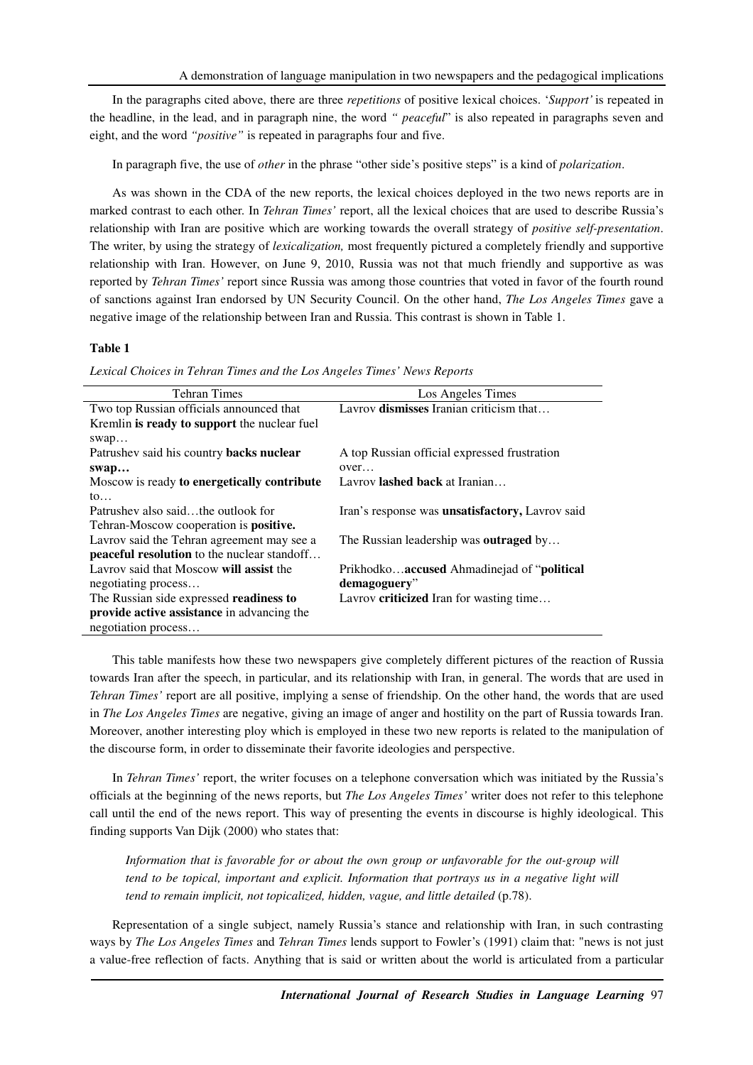In the paragraphs cited above, there are three *repetitions* of positive lexical choices. '*Support'* is repeated in the headline, in the lead, and in paragraph nine, the word *" peaceful*" is also repeated in paragraphs seven and eight, and the word *"positive"* is repeated in paragraphs four and five.

In paragraph five, the use of *other* in the phrase "other side's positive steps" is a kind of *polarization*.

As was shown in the CDA of the new reports, the lexical choices deployed in the two news reports are in marked contrast to each other. In *Tehran Times'* report, all the lexical choices that are used to describe Russia's relationship with Iran are positive which are working towards the overall strategy of *positive self-presentation*. The writer, by using the strategy of *lexicalization,* most frequently pictured a completely friendly and supportive relationship with Iran. However, on June 9, 2010, Russia was not that much friendly and supportive as was reported by *Tehran Times'* report since Russia was among those countries that voted in favor of the fourth round of sanctions against Iran endorsed by UN Security Council. On the other hand, *The Los Angeles Times* gave a negative image of the relationship between Iran and Russia. This contrast is shown in Table 1.

**Table 1**

*Lexical Choices in Tehran Times and the Los Angeles Times' News Reports*

| Tehran Times | Los Angeles Times |
|---|---|
| Two top Russian officials announced that Kremlin **is ready to support** the nuclear fuel swap… | Lavrov **dismisses** Iranian criticism that… |
| Patrushev said his country **backs nuclear swap…** | A top Russian official expressed frustration over… |
| Moscow is ready **to energetically contribute** to… | Lavrov **lashed back** at Iranian… |
| Patrushev also said…the outlook for Tehran-Moscow cooperation is **positive.** | Iran's response was **unsatisfactory,** Lavrov said |
| Lavrov said the Tehran agreement may see a **peaceful resolution** to the nuclear standoff… | The Russian leadership was **outraged** by… |
| Lavrov said that Moscow **will assist** the negotiating process… | Prikhodko…**accused** Ahmadinejad of "**political demagoguery**" |
| The Russian side expressed **readiness to provide active assistance** in advancing the negotiation process… | Lavrov **criticized** Iran for wasting time… |

This table manifests how these two newspapers give completely different pictures of the reaction of Russia towards Iran after the speech, in particular, and its relationship with Iran, in general. The words that are used in *Tehran Times'* report are all positive, implying a sense of friendship. On the other hand, the words that are used in *The Los Angeles Times* are negative, giving an image of anger and hostility on the part of Russia towards Iran. Moreover, another interesting ploy which is employed in these two new reports is related to the manipulation of the discourse form, in order to disseminate their favorite ideologies and perspective.

In *Tehran Times'* report, the writer focuses on a telephone conversation which was initiated by the Russia's officials at the beginning of the news reports, but *The Los Angeles Times'* writer does not refer to this telephone call until the end of the news report. This way of presenting the events in discourse is highly ideological. This finding supports Van Dijk (2000) who states that:

> *Information that is favorable for or about the own group or unfavorable for the out-group will tend to be topical, important and explicit. Information that portrays us in a negative light will tend to remain implicit, not topicalized, hidden, vague, and little detailed* (p.78).

Representation of a single subject, namely Russia's stance and relationship with Iran, in such contrasting ways by *The Los Angeles Times* and *Tehran Times* lends support to Fowler's (1991) claim that: "news is not just a value-free reflection of facts. Anything that is said or written about the world is articulated from a particular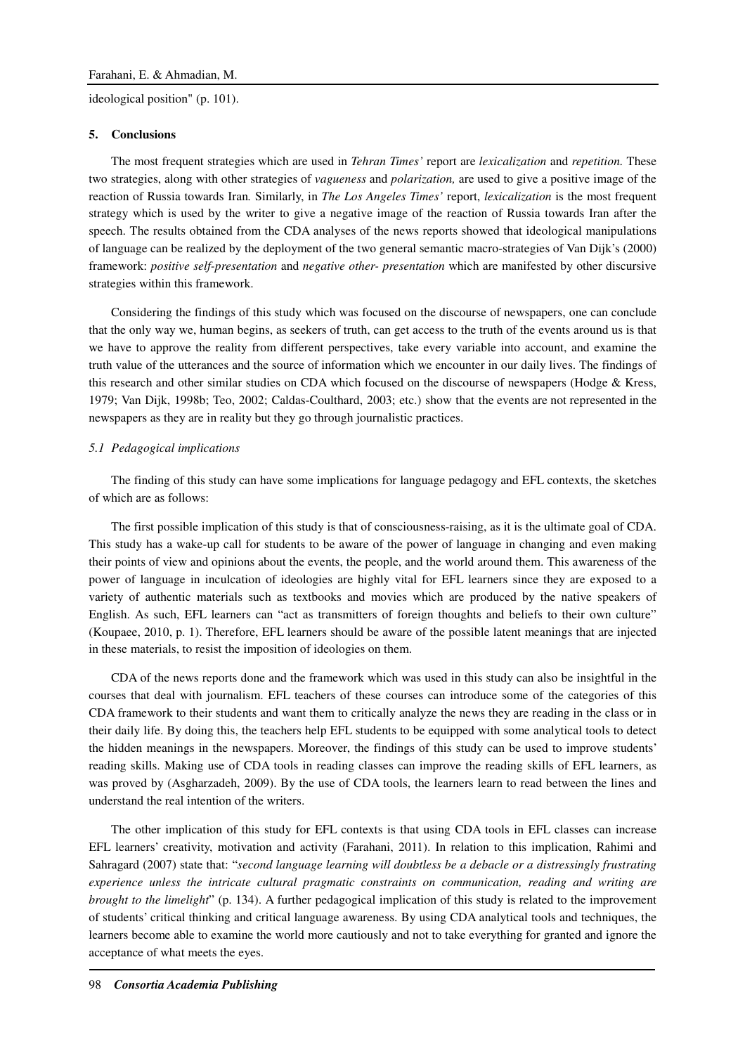ideological position" (p. 101).

## 5. Conclusions

The most frequent strategies which are used in *Tehran Times'* report are *lexicalization* and *repetition.* These two strategies, along with other strategies of *vagueness* and *polarization,* are used to give a positive image of the reaction of Russia towards Iran*.* Similarly, in *The Los Angeles Times'* report, *lexicalization* is the most frequent strategy which is used by the writer to give a negative image of the reaction of Russia towards Iran after the speech. The results obtained from the CDA analyses of the news reports showed that ideological manipulations of language can be realized by the deployment of the two general semantic macro-strategies of Van Dijk's (2000) framework: *positive self-presentation* and *negative other- presentation* which are manifested by other discursive strategies within this framework.

Considering the findings of this study which was focused on the discourse of newspapers, one can conclude that the only way we, human begins, as seekers of truth, can get access to the truth of the events around us is that we have to approve the reality from different perspectives, take every variable into account, and examine the truth value of the utterances and the source of information which we encounter in our daily lives. The findings of this research and other similar studies on CDA which focused on the discourse of newspapers (Hodge & Kress, 1979; Van Dijk, 1998b; Teo, 2002; Caldas-Coulthard, 2003; etc.) show that the events are not represented in the newspapers as they are in reality but they go through journalistic practices.

### *5.1 Pedagogical implications*

The finding of this study can have some implications for language pedagogy and EFL contexts, the sketches of which are as follows:

The first possible implication of this study is that of consciousness-raising, as it is the ultimate goal of CDA. This study has a wake-up call for students to be aware of the power of language in changing and even making their points of view and opinions about the events, the people, and the world around them. This awareness of the power of language in inculcation of ideologies are highly vital for EFL learners since they are exposed to a variety of authentic materials such as textbooks and movies which are produced by the native speakers of English. As such, EFL learners can "act as transmitters of foreign thoughts and beliefs to their own culture" (Koupaee, 2010, p. 1). Therefore, EFL learners should be aware of the possible latent meanings that are injected in these materials, to resist the imposition of ideologies on them.

CDA of the news reports done and the framework which was used in this study can also be insightful in the courses that deal with journalism. EFL teachers of these courses can introduce some of the categories of this CDA framework to their students and want them to critically analyze the news they are reading in the class or in their daily life. By doing this, the teachers help EFL students to be equipped with some analytical tools to detect the hidden meanings in the newspapers. Moreover, the findings of this study can be used to improve students' reading skills. Making use of CDA tools in reading classes can improve the reading skills of EFL learners, as was proved by (Asgharzadeh, 2009). By the use of CDA tools, the learners learn to read between the lines and understand the real intention of the writers.

The other implication of this study for EFL contexts is that using CDA tools in EFL classes can increase EFL learners' creativity, motivation and activity (Farahani, 2011). In relation to this implication, Rahimi and Sahragard (2007) state that: "*second language learning will doubtless be a debacle or a distressingly frustrating experience unless the intricate cultural pragmatic constraints on communication, reading and writing are brought to the limelight*" (p. 134). A further pedagogical implication of this study is related to the improvement of students' critical thinking and critical language awareness. By using CDA analytical tools and techniques, the learners become able to examine the world more cautiously and not to take everything for granted and ignore the acceptance of what meets the eyes.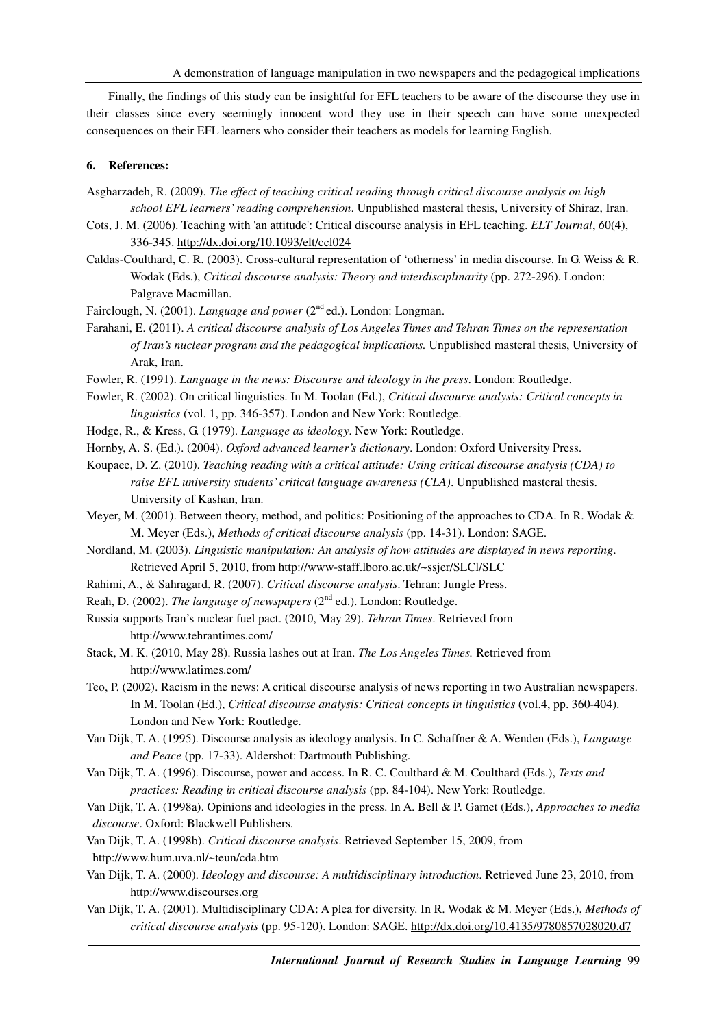Finally, the findings of this study can be insightful for EFL teachers to be aware of the discourse they use in their classes since every seemingly innocent word they use in their speech can have some unexpected consequences on their EFL learners who consider their teachers as models for learning English.

## 6. References:

Asgharzadeh, R. (2009). *The effect of teaching critical reading through critical discourse analysis on high school EFL learners' reading comprehension*. Unpublished masteral thesis, University of Shiraz, Iran.

Cots, J. M. (2006). Teaching with 'an attitude': Critical discourse analysis in EFL teaching. *ELT Journal*, *6*0(4), 336-345. http://dx.doi.org/10.1093/elt/ccl024

Caldas-Coulthard, C. R. (2003). Cross-cultural representation of 'otherness' in media discourse. In G. Weiss & R. Wodak (Eds.), *Critical discourse analysis: Theory and interdisciplinarity* (pp. 272-296). London: Palgrave Macmillan.

Fairclough, N. (2001). *Language and power* (2nd ed.). London: Longman.

Farahani, E. (2011). *A critical discourse analysis of Los Angeles Times and Tehran Times on the representation of Iran's nuclear program and the pedagogical implications.* Unpublished masteral thesis, University of Arak, Iran.

Fowler, R. (1991). *Language in the news: Discourse and ideology in the press*. London: Routledge.

Fowler, R. (2002). On critical linguistics. In M. Toolan (Ed.), *Critical discourse analysis: Critical concepts in linguistics* (vol. 1, pp. 346-357). London and New York: Routledge.

Hodge, R., & Kress, G. (1979). *Language as ideology*. New York: Routledge.

Hornby, A. S. (Ed.). (2004). *Oxford advanced learner's dictionary*. London: Oxford University Press.

Koupaee, D. Z. (2010). *Teaching reading with a critical attitude: Using critical discourse analysis (CDA) to raise EFL university students' critical language awareness (CLA)*. Unpublished masteral thesis. University of Kashan, Iran.

Meyer, M. (2001). Between theory, method, and politics: Positioning of the approaches to CDA. In R. Wodak & M. Meyer (Eds.), *Methods of critical discourse analysis* (pp. 14-31). London: SAGE.

Nordland, M. (2003). *Linguistic manipulation: An analysis of how attitudes are displayed in news reporting*. Retrieved April 5, 2010, from http://www-staff.lboro.ac.uk/~ssjer/SLCl/SLC

Rahimi, A., & Sahragard, R. (2007). *Critical discourse analysis*. Tehran: Jungle Press.

Reah, D. (2002). *The language of newspapers* (2nd ed.). London: Routledge.

Russia supports Iran's nuclear fuel pact. (2010, May 29). *Tehran Times*. Retrieved from http://www.tehrantimes.com/

Stack, M. K. (2010, May 28). Russia lashes out at Iran. *The Los Angeles Times.* Retrieved from http://www.latimes.com/

Teo, P. (2002). Racism in the news: A critical discourse analysis of news reporting in two Australian newspapers. In M. Toolan (Ed.), *Critical discourse analysis: Critical concepts in linguistics* (vol.4, pp. 360-404). London and New York: Routledge.

Van Dijk, T. A. (1995). Discourse analysis as ideology analysis. In C. Schaffner & A. Wenden (Eds.), *Language and Peace* (pp. 17-33). Aldershot: Dartmouth Publishing.

Van Dijk, T. A. (1996). Discourse, power and access. In R. C. Coulthard & M. Coulthard (Eds.), *Texts and practices: Reading in critical discourse analysis* (pp. 84-104). New York: Routledge.

Van Dijk, T. A. (1998a). Opinions and ideologies in the press. In A. Bell & P. Gamet (Eds.), *Approaches to media discourse*. Oxford: Blackwell Publishers.

Van Dijk, T. A. (1998b). *Critical discourse analysis*. Retrieved September 15, 2009, from http://www.hum.uva.nl/~teun/cda.htm

Van Dijk, T. A. (2000). *Ideology and discourse: A multidisciplinary introduction*. Retrieved June 23, 2010, from http://www.discourses.org

Van Dijk, T. A. (2001). Multidisciplinary CDA: A plea for diversity. In R. Wodak & M. Meyer (Eds.), *Methods of critical discourse analysis* (pp. 95-120). London: SAGE. http://dx.doi.org/10.4135/9780857028020.d7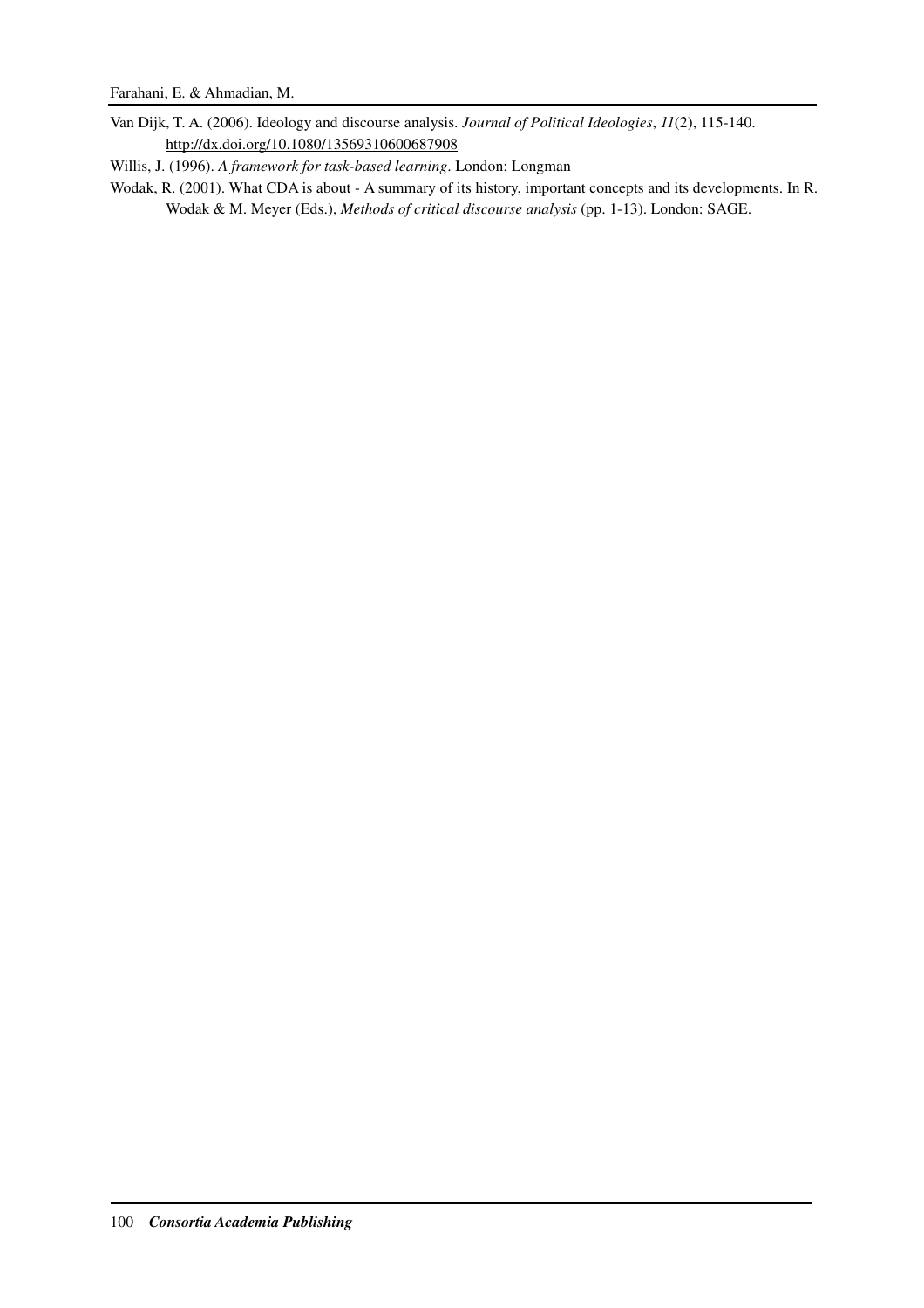Van Dijk, T. A. (2006). Ideology and discourse analysis. *Journal of Political Ideologies*, *11*(2), 115-140. http://dx.doi.org/10.1080/13569310600687908

Willis, J. (1996). *A framework for task-based learning*. London: Longman

Wodak, R. (2001). What CDA is about - A summary of its history, important concepts and its developments. In R. Wodak & M. Meyer (Eds.), *Methods of critical discourse analysis* (pp. 1-13). London: SAGE.